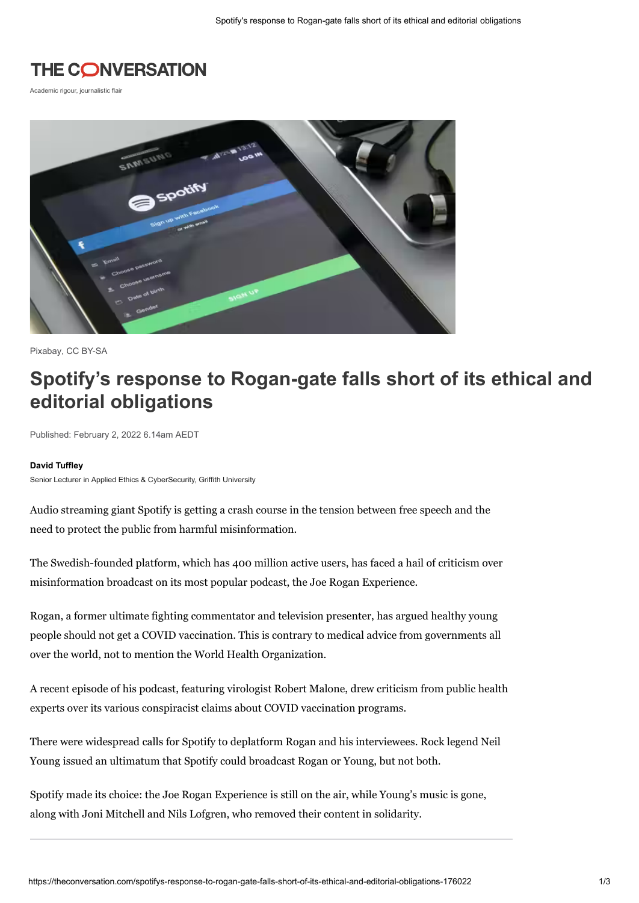THE CONVERSATION

Academic rigour, journalistic flair

Pixabay, CC BY-SA

# Spotify's response to Rogan-gate falls short of its ethical and editorial obligations

Published: February 2, 2022 6.14am AEDT

**David Tuffley**
Senior Lecturer in Applied Ethics & CyberSecurity, Griffith University

Audio streaming giant Spotify is getting a crash course in the tension between free speech and the need to protect the public from harmful misinformation.

The Swedish-founded platform, which has 400 million active users, has faced a hail of criticism over misinformation broadcast on its most popular podcast, the Joe Rogan Experience.

Rogan, a former ultimate fighting commentator and television presenter, has argued healthy young people should not get a COVID vaccination. This is contrary to medical advice from governments all over the world, not to mention the World Health Organization.

A recent episode of his podcast, featuring virologist Robert Malone, drew criticism from public health experts over its various conspiracist claims about COVID vaccination programs.

There were widespread calls for Spotify to deplatform Rogan and his interviewees. Rock legend Neil Young issued an ultimatum that Spotify could broadcast Rogan or Young, but not both.

Spotify made its choice: the Joe Rogan Experience is still on the air, while Young's music is gone, along with Joni Mitchell and Nils Lofgren, who removed their content in solidarity.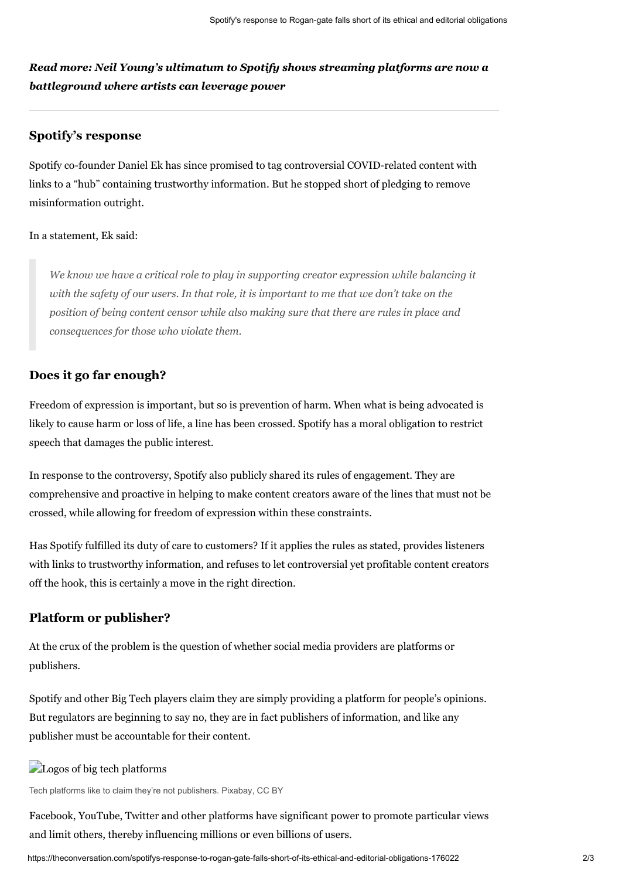***Read more: Neil Young's ultimatum to Spotify shows streaming platforms are now a battleground where artists can leverage power***

---

## Spotify's response

Spotify co-founder Daniel Ek has since promised to tag controversial COVID-related content with links to a "hub" containing trustworthy information. But he stopped short of pledging to remove misinformation outright.

In a statement, Ek said:

> *We know we have a critical role to play in supporting creator expression while balancing it with the safety of our users. In that role, it is important to me that we don't take on the position of being content censor while also making sure that there are rules in place and consequences for those who violate them.*

## Does it go far enough?

Freedom of expression is important, but so is prevention of harm. When what is being advocated is likely to cause harm or loss of life, a line has been crossed. Spotify has a moral obligation to restrict speech that damages the public interest.

In response to the controversy, Spotify also publicly shared its rules of engagement. They are comprehensive and proactive in helping to make content creators aware of the lines that must not be crossed, while allowing for freedom of expression within these constraints.

Has Spotify fulfilled its duty of care to customers? If it applies the rules as stated, provides listeners with links to trustworthy information, and refuses to let controversial yet profitable content creators off the hook, this is certainly a move in the right direction.

## Platform or publisher?

At the crux of the problem is the question of whether social media providers are platforms or publishers.

Spotify and other Big Tech players claim they are simply providing a platform for people's opinions. But regulators are beginning to say no, they are in fact publishers of information, and like any publisher must be accountable for their content.

Logos of big tech platforms

Tech platforms like to claim they're not publishers. Pixabay, CC BY

Facebook, YouTube, Twitter and other platforms have significant power to promote particular views and limit others, thereby influencing millions or even billions of users.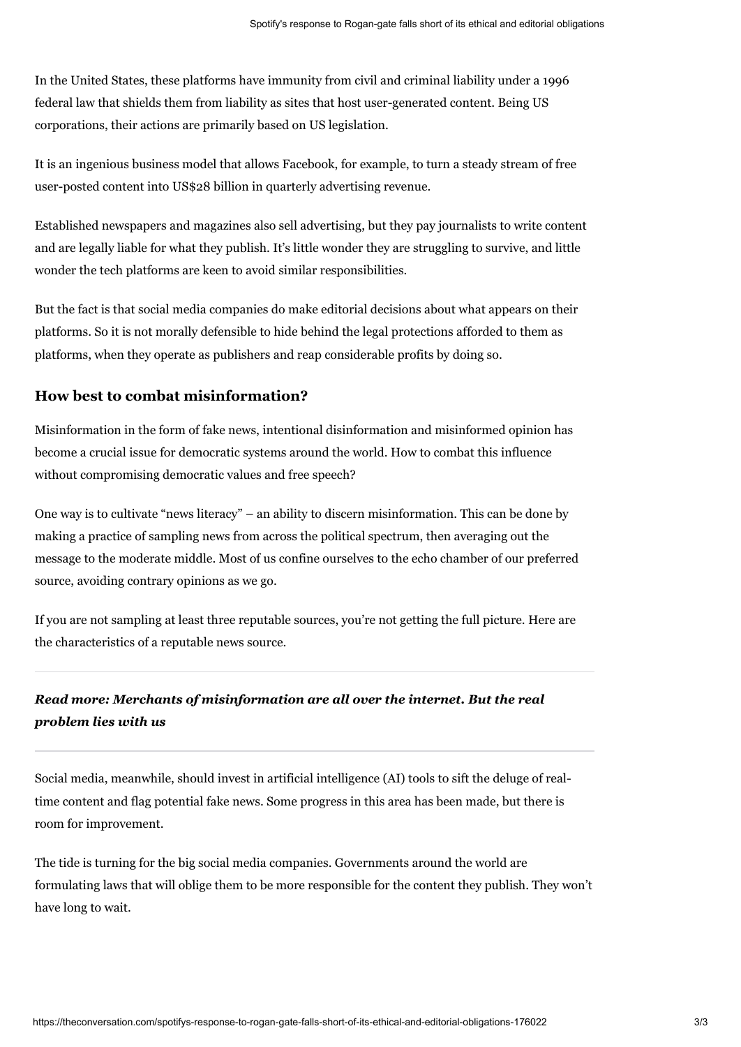In the United States, these platforms have immunity from civil and criminal liability under a 1996 federal law that shields them from liability as sites that host user-generated content. Being US corporations, their actions are primarily based on US legislation.

It is an ingenious business model that allows Facebook, for example, to turn a steady stream of free user-posted content into US$28 billion in quarterly advertising revenue.

Established newspapers and magazines also sell advertising, but they pay journalists to write content and are legally liable for what they publish. It's little wonder they are struggling to survive, and little wonder the tech platforms are keen to avoid similar responsibilities.

But the fact is that social media companies do make editorial decisions about what appears on their platforms. So it is not morally defensible to hide behind the legal protections afforded to them as platforms, when they operate as publishers and reap considerable profits by doing so.

## How best to combat misinformation?

Misinformation in the form of fake news, intentional disinformation and misinformed opinion has become a crucial issue for democratic systems around the world. How to combat this influence without compromising democratic values and free speech?

One way is to cultivate "news literacy" – an ability to discern misinformation. This can be done by making a practice of sampling news from across the political spectrum, then averaging out the message to the moderate middle. Most of us confine ourselves to the echo chamber of our preferred source, avoiding contrary opinions as we go.

If you are not sampling at least three reputable sources, you're not getting the full picture. Here are the characteristics of a reputable news source.

***Read more: Merchants of misinformation are all over the internet. But the real problem lies with us***

Social media, meanwhile, should invest in artificial intelligence (AI) tools to sift the deluge of real-time content and flag potential fake news. Some progress in this area has been made, but there is room for improvement.

The tide is turning for the big social media companies. Governments around the world are formulating laws that will oblige them to be more responsible for the content they publish. They won't have long to wait.